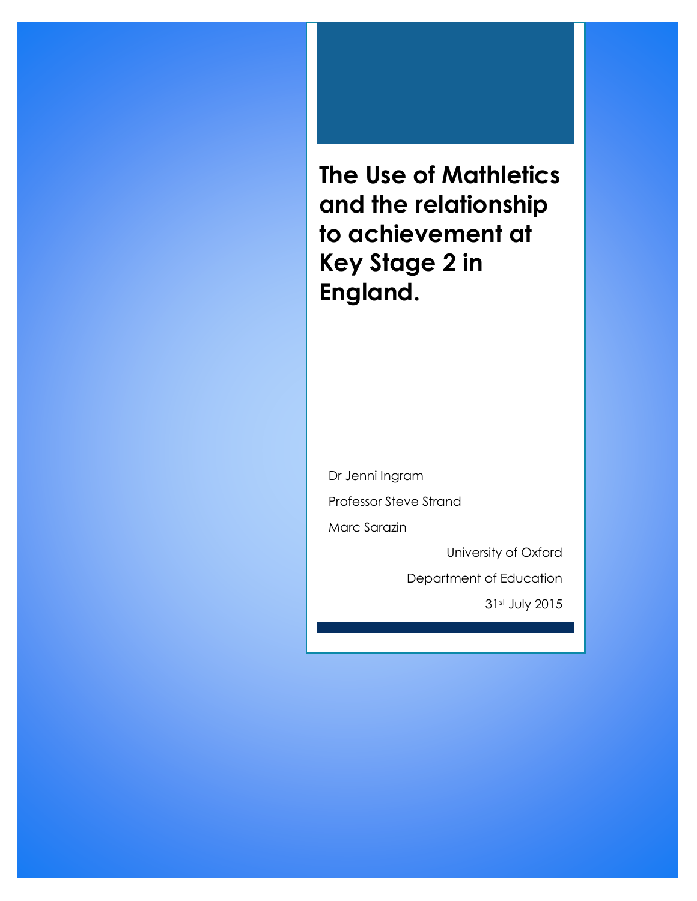# The Use of Mathletics and the relationship to achievement at Key Stage 2 in England.

Dr Jenni Ingram

Professor Steve Strand

Marc Sarazin

University of Oxford

Department of Education

31st July 2015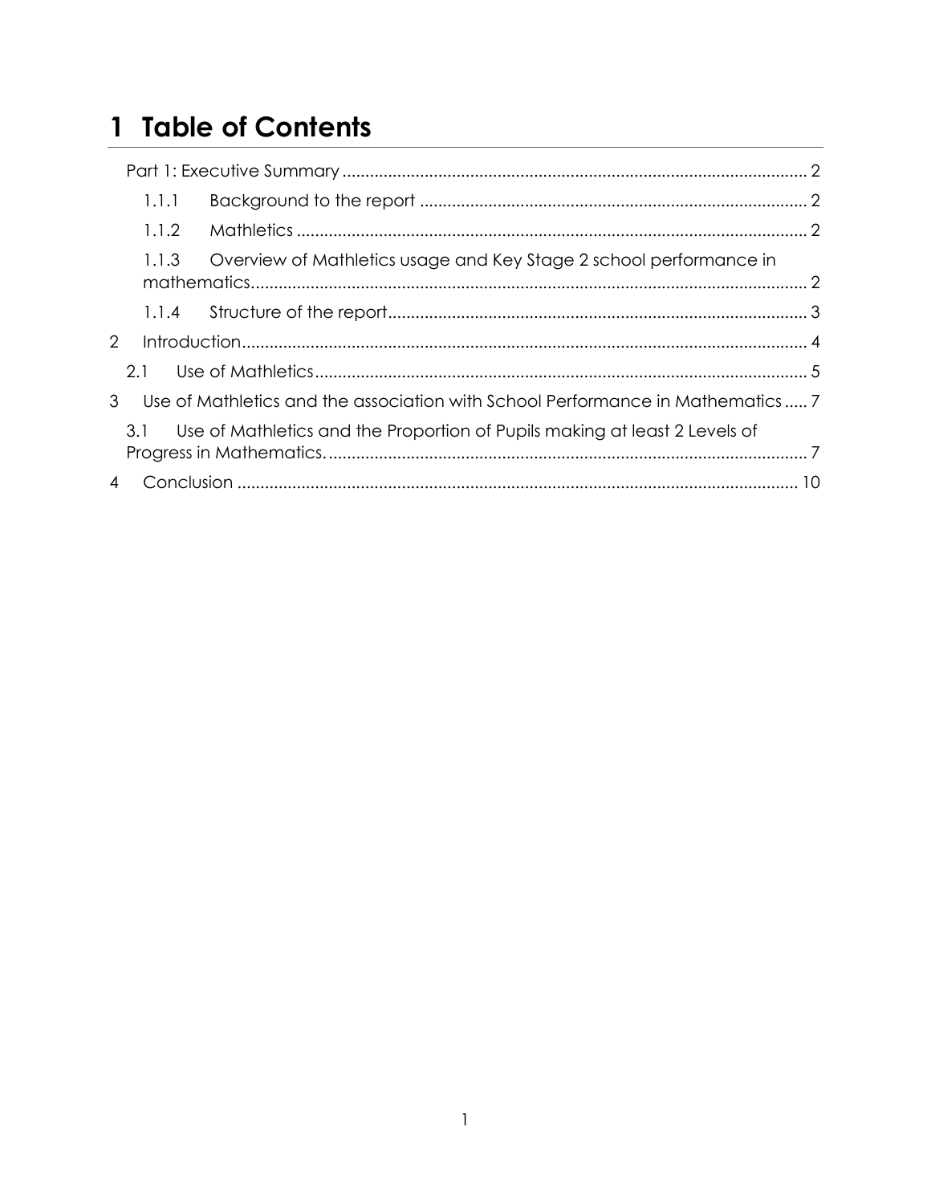# 1 Table of Contents

Part 1: Executive Summary ..................................................................................................... 2

1.1.1 Background to the report ..................................................................................... 2

1.1.2 Mathletics ................................................................................................................ 2

1.1.3 Overview of Mathletics usage and Key Stage 2 school performance in mathematics........................................................................................................................ 2

1.1.4 Structure of the report............................................................................................ 3

2 Introduction.......................................................................................................................... 4

2.1 Use of Mathletics........................................................................................................... 5

3 Use of Mathletics and the association with School Performance in Mathematics ..... 7

3.1 Use of Mathletics and the Proportion of Pupils making at least 2 Levels of Progress in Mathematics. ........................................................................................................ 7

4 Conclusion ......................................................................................................................... 10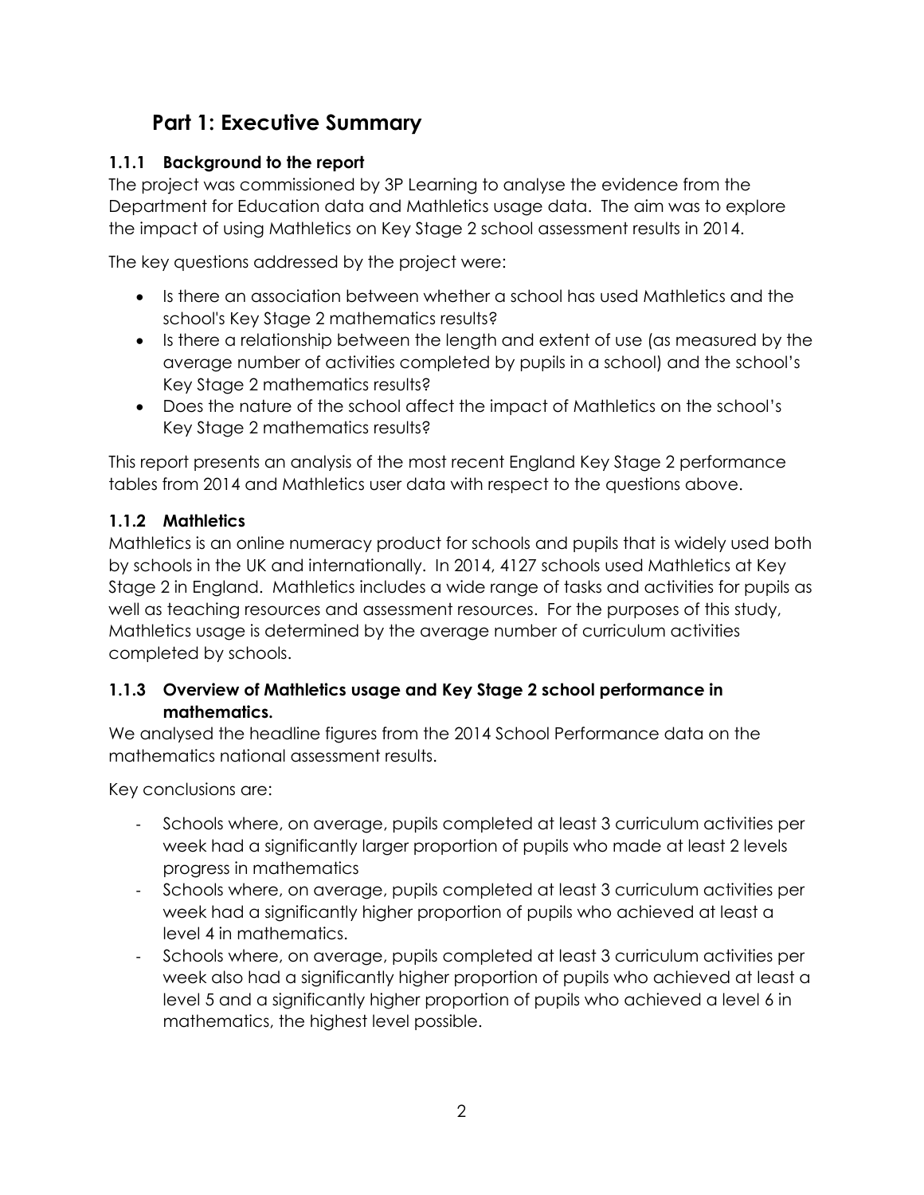# Part 1: Executive Summary

### 1.1.1 Background to the report

The project was commissioned by 3P Learning to analyse the evidence from the Department for Education data and Mathletics usage data. The aim was to explore the impact of using Mathletics on Key Stage 2 school assessment results in 2014.

The key questions addressed by the project were:

- Is there an association between whether a school has used Mathletics and the school's Key Stage 2 mathematics results?
- Is there a relationship between the length and extent of use (as measured by the average number of activities completed by pupils in a school) and the school's Key Stage 2 mathematics results?
- Does the nature of the school affect the impact of Mathletics on the school's Key Stage 2 mathematics results?

This report presents an analysis of the most recent England Key Stage 2 performance tables from 2014 and Mathletics user data with respect to the questions above.

### 1.1.2 Mathletics

Mathletics is an online numeracy product for schools and pupils that is widely used both by schools in the UK and internationally. In 2014, 4127 schools used Mathletics at Key Stage 2 in England. Mathletics includes a wide range of tasks and activities for pupils as well as teaching resources and assessment resources. For the purposes of this study, Mathletics usage is determined by the average number of curriculum activities completed by schools.

### 1.1.3 Overview of Mathletics usage and Key Stage 2 school performance in mathematics.

We analysed the headline figures from the 2014 School Performance data on the mathematics national assessment results.

Key conclusions are:

- Schools where, on average, pupils completed at least 3 curriculum activities per week had a significantly larger proportion of pupils who made at least 2 levels progress in mathematics
- Schools where, on average, pupils completed at least 3 curriculum activities per week had a significantly higher proportion of pupils who achieved at least a level 4 in mathematics.
- Schools where, on average, pupils completed at least 3 curriculum activities per week also had a significantly higher proportion of pupils who achieved at least a level 5 and a significantly higher proportion of pupils who achieved a level 6 in mathematics, the highest level possible.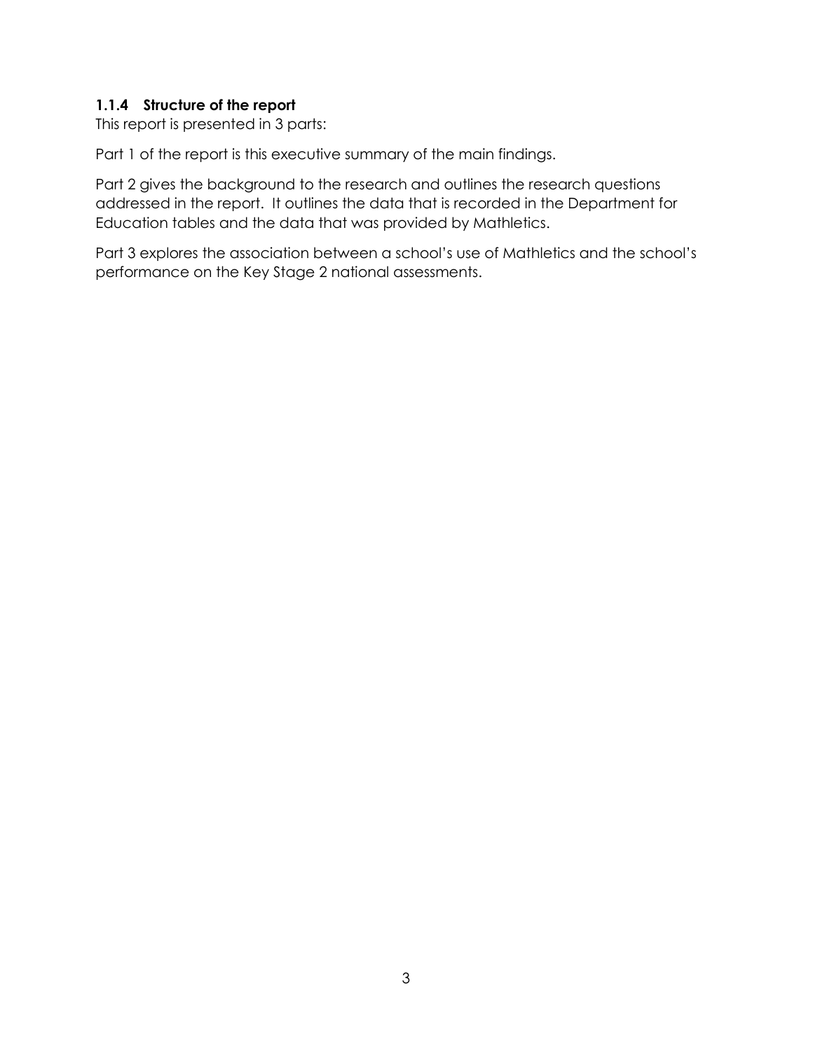### 1.1.4 Structure of the report

This report is presented in 3 parts:

Part 1 of the report is this executive summary of the main findings.

Part 2 gives the background to the research and outlines the research questions addressed in the report. It outlines the data that is recorded in the Department for Education tables and the data that was provided by Mathletics.

Part 3 explores the association between a school's use of Mathletics and the school's performance on the Key Stage 2 national assessments.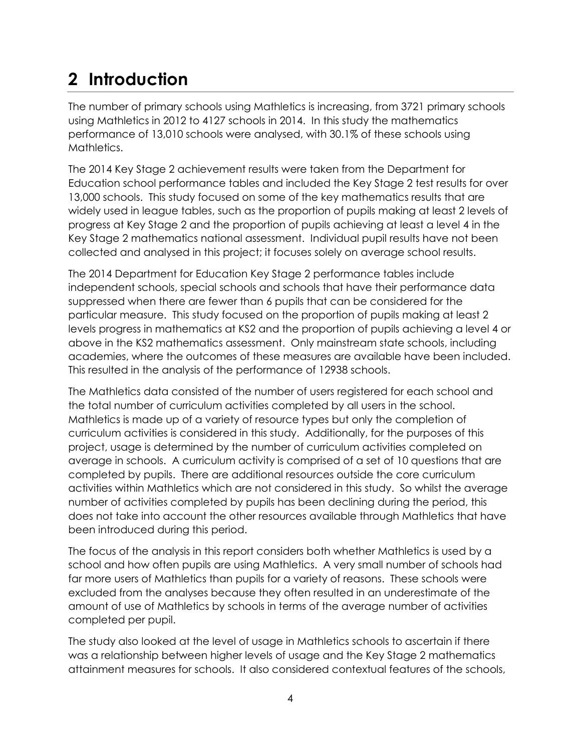# 2 Introduction

The number of primary schools using Mathletics is increasing, from 3721 primary schools using Mathletics in 2012 to 4127 schools in 2014. In this study the mathematics performance of 13,010 schools were analysed, with 30.1% of these schools using Mathletics.

The 2014 Key Stage 2 achievement results were taken from the Department for Education school performance tables and included the Key Stage 2 test results for over 13,000 schools. This study focused on some of the key mathematics results that are widely used in league tables, such as the proportion of pupils making at least 2 levels of progress at Key Stage 2 and the proportion of pupils achieving at least a level 4 in the Key Stage 2 mathematics national assessment. Individual pupil results have not been collected and analysed in this project; it focuses solely on average school results.

The 2014 Department for Education Key Stage 2 performance tables include independent schools, special schools and schools that have their performance data suppressed when there are fewer than 6 pupils that can be considered for the particular measure. This study focused on the proportion of pupils making at least 2 levels progress in mathematics at KS2 and the proportion of pupils achieving a level 4 or above in the KS2 mathematics assessment. Only mainstream state schools, including academies, where the outcomes of these measures are available have been included. This resulted in the analysis of the performance of 12938 schools.

The Mathletics data consisted of the number of users registered for each school and the total number of curriculum activities completed by all users in the school. Mathletics is made up of a variety of resource types but only the completion of curriculum activities is considered in this study. Additionally, for the purposes of this project, usage is determined by the number of curriculum activities completed on average in schools. A curriculum activity is comprised of a set of 10 questions that are completed by pupils. There are additional resources outside the core curriculum activities within Mathletics which are not considered in this study. So whilst the average number of activities completed by pupils has been declining during the period, this does not take into account the other resources available through Mathletics that have been introduced during this period.

The focus of the analysis in this report considers both whether Mathletics is used by a school and how often pupils are using Mathletics. A very small number of schools had far more users of Mathletics than pupils for a variety of reasons. These schools were excluded from the analyses because they often resulted in an underestimate of the amount of use of Mathletics by schools in terms of the average number of activities completed per pupil.

The study also looked at the level of usage in Mathletics schools to ascertain if there was a relationship between higher levels of usage and the Key Stage 2 mathematics attainment measures for schools. It also considered contextual features of the schools,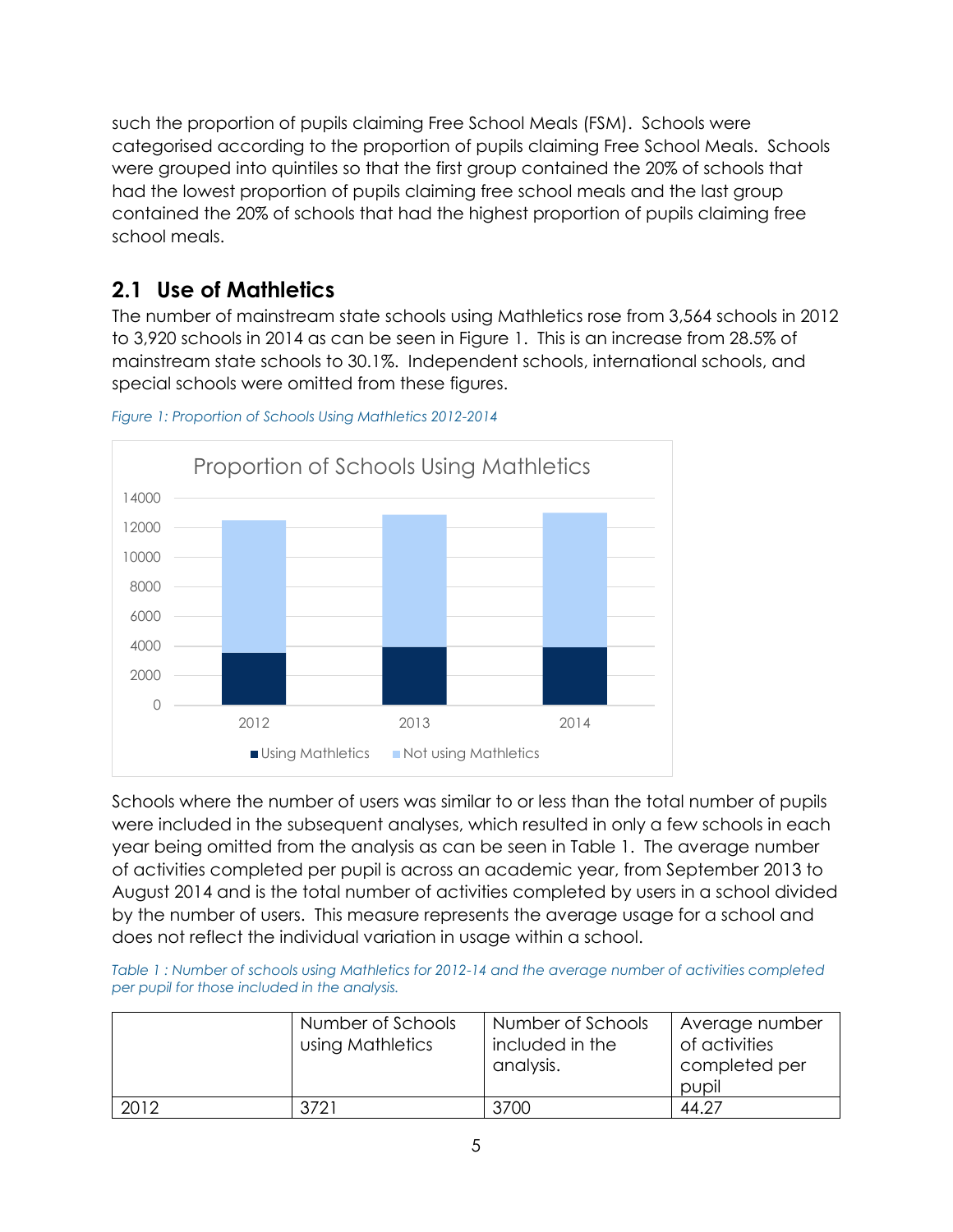such the proportion of pupils claiming Free School Meals (FSM). Schools were categorised according to the proportion of pupils claiming Free School Meals. Schools were grouped into quintiles so that the first group contained the 20% of schools that had the lowest proportion of pupils claiming free school meals and the last group contained the 20% of schools that had the highest proportion of pupils claiming free school meals.

## 2.1 Use of Mathletics

The number of mainstream state schools using Mathletics rose from 3,564 schools in 2012 to 3,920 schools in 2014 as can be seen in Figure 1. This is an increase from 28.5% of mainstream state schools to 30.1%. Independent schools, international schools, and special schools were omitted from these figures.

*Figure 1: Proportion of Schools Using Mathletics 2012-2014*

Schools where the number of users was similar to or less than the total number of pupils were included in the subsequent analyses, which resulted in only a few schools in each year being omitted from the analysis as can be seen in Table 1. The average number of activities completed per pupil is across an academic year, from September 2013 to August 2014 and is the total number of activities completed by users in a school divided by the number of users. This measure represents the average usage for a school and does not reflect the individual variation in usage within a school.

*Table 1 : Number of schools using Mathletics for 2012-14 and the average number of activities completed per pupil for those included in the analysis.*

| | Number of Schools using Mathletics | Number of Schools included in the analysis. | Average number of activities completed per pupil |
|---|---|---|---|
| 2012 | 3721 | 3700 | 44.27 |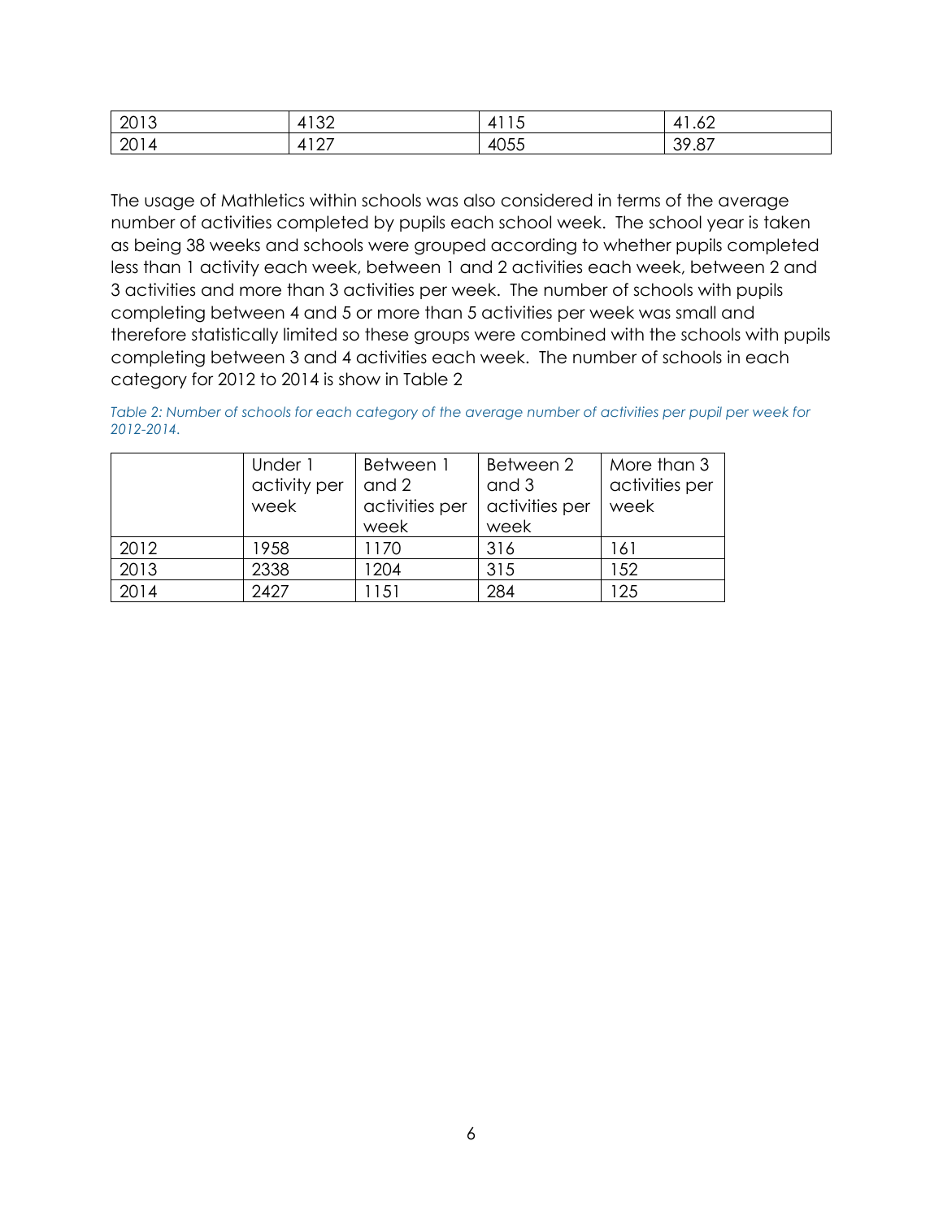| | | | |
|---|---|---|---|
| 2013 | 4132 | 4115 | 41.62 |
| 2014 | 4127 | 4055 | 39.87 |

The usage of Mathletics within schools was also considered in terms of the average number of activities completed by pupils each school week. The school year is taken as being 38 weeks and schools were grouped according to whether pupils completed less than 1 activity each week, between 1 and 2 activities each week, between 2 and 3 activities and more than 3 activities per week. The number of schools with pupils completing between 4 and 5 or more than 5 activities per week was small and therefore statistically limited so these groups were combined with the schools with pupils completing between 3 and 4 activities each week. The number of schools in each category for 2012 to 2014 is show in Table 2

*Table 2: Number of schools for each category of the average number of activities per pupil per week for 2012-2014.*

| | Under 1 activity per week | Between 1 and 2 activities per week | Between 2 and 3 activities per week | More than 3 activities per week |
|---|---|---|---|---|
| 2012 | 1958 | 1170 | 316 | 161 |
| 2013 | 2338 | 1204 | 315 | 152 |
| 2014 | 2427 | 1151 | 284 | 125 |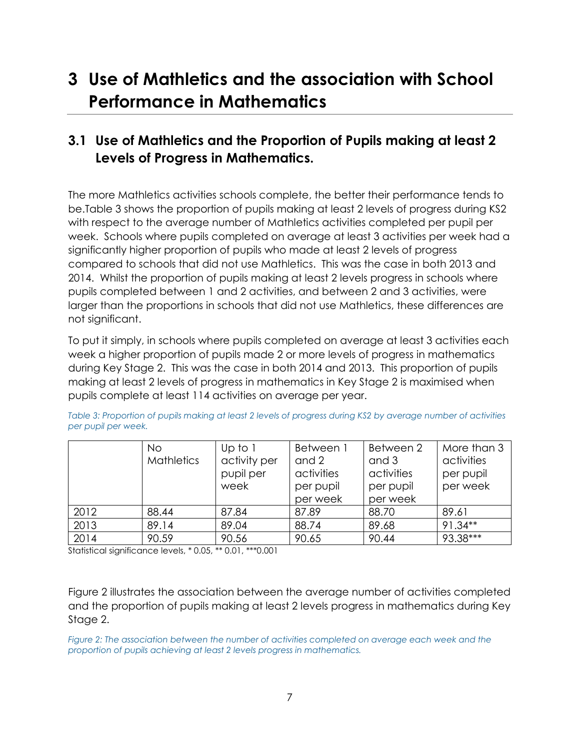# 3 Use of Mathletics and the association with School Performance in Mathematics

## 3.1 Use of Mathletics and the Proportion of Pupils making at least 2 Levels of Progress in Mathematics.

The more Mathletics activities schools complete, the better their performance tends to be.Table 3 shows the proportion of pupils making at least 2 levels of progress during KS2 with respect to the average number of Mathletics activities completed per pupil per week. Schools where pupils completed on average at least 3 activities per week had a significantly higher proportion of pupils who made at least 2 levels of progress compared to schools that did not use Mathletics. This was the case in both 2013 and 2014. Whilst the proportion of pupils making at least 2 levels progress in schools where pupils completed between 1 and 2 activities, and between 2 and 3 activities, were larger than the proportions in schools that did not use Mathletics, these differences are not significant.

To put it simply, in schools where pupils completed on average at least 3 activities each week a higher proportion of pupils made 2 or more levels of progress in mathematics during Key Stage 2. This was the case in both 2014 and 2013. This proportion of pupils making at least 2 levels of progress in mathematics in Key Stage 2 is maximised when pupils complete at least 114 activities on average per year.

*Table 3: Proportion of pupils making at least 2 levels of progress during KS2 by average number of activities per pupil per week.*

| | No Mathletics | Up to 1 activity per pupil per week | Between 1 and 2 activities per pupil per week | Between 2 and 3 activities per pupil per week | More than 3 activities per pupil per week |
|---|---|---|---|---|---|
| 2012 | 88.44 | 87.84 | 87.89 | 88.70 | 89.61 |
| 2013 | 89.14 | 89.04 | 88.74 | 89.68 | 91.34** |
| 2014 | 90.59 | 90.56 | 90.65 | 90.44 | 93.38*** |

Statistical significance levels, * 0.05, ** 0.01, ***0.001

Figure 2 illustrates the association between the average number of activities completed and the proportion of pupils making at least 2 levels progress in mathematics during Key Stage 2.

*Figure 2: The association between the number of activities completed on average each week and the proportion of pupils achieving at least 2 levels progress in mathematics.*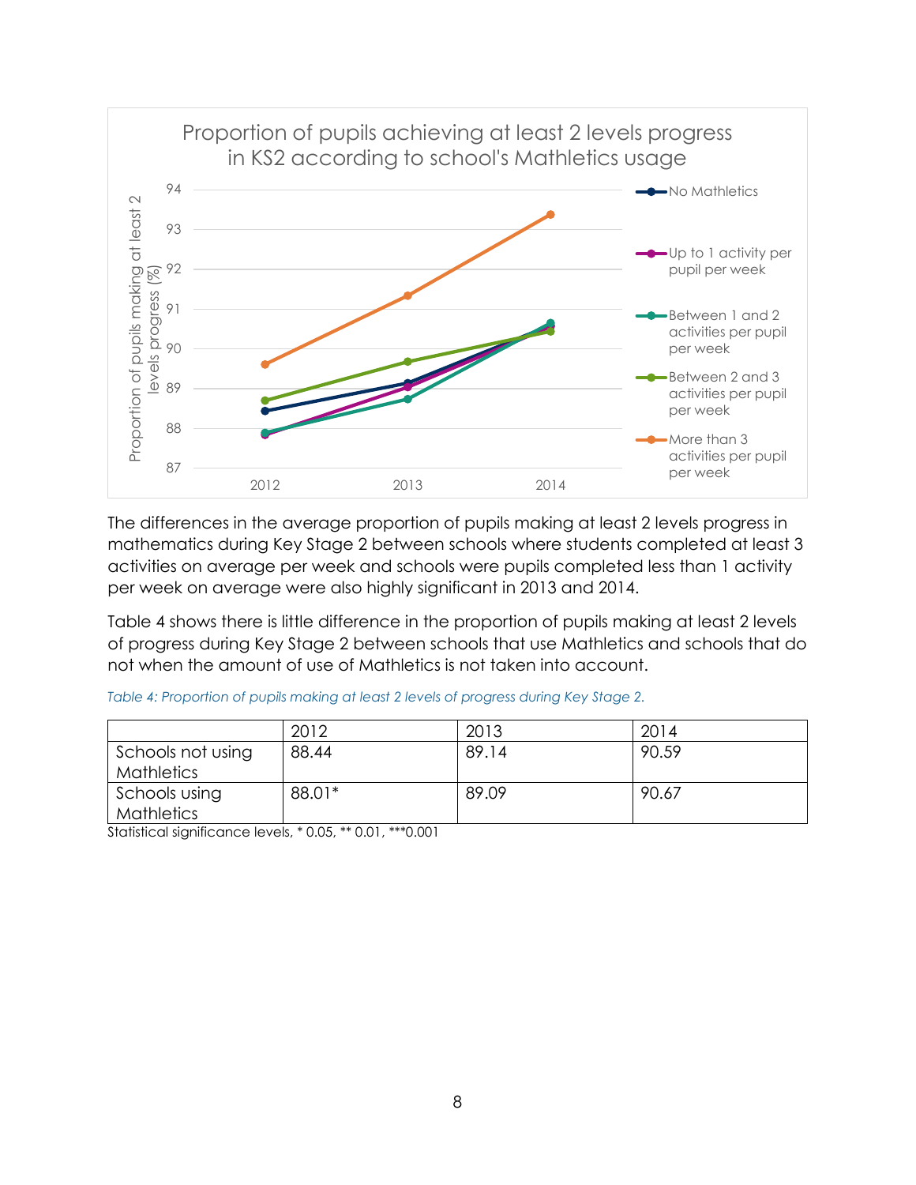The differences in the average proportion of pupils making at least 2 levels progress in mathematics during Key Stage 2 between schools where students completed at least 3 activities on average per week and schools were pupils completed less than 1 activity per week on average were also highly significant in 2013 and 2014.

Table 4 shows there is little difference in the proportion of pupils making at least 2 levels of progress during Key Stage 2 between schools that use Mathletics and schools that do not when the amount of use of Mathletics is not taken into account.

*Table 4: Proportion of pupils making at least 2 levels of progress during Key Stage 2.*

| | 2012 | 2013 | 2014 |
|---|---|---|---|
| Schools not using Mathletics | 88.44 | 89.14 | 90.59 |
| Schools using Mathletics | 88.01* | 89.09 | 90.67 |

Statistical significance levels, * 0.05, ** 0.01, ***0.001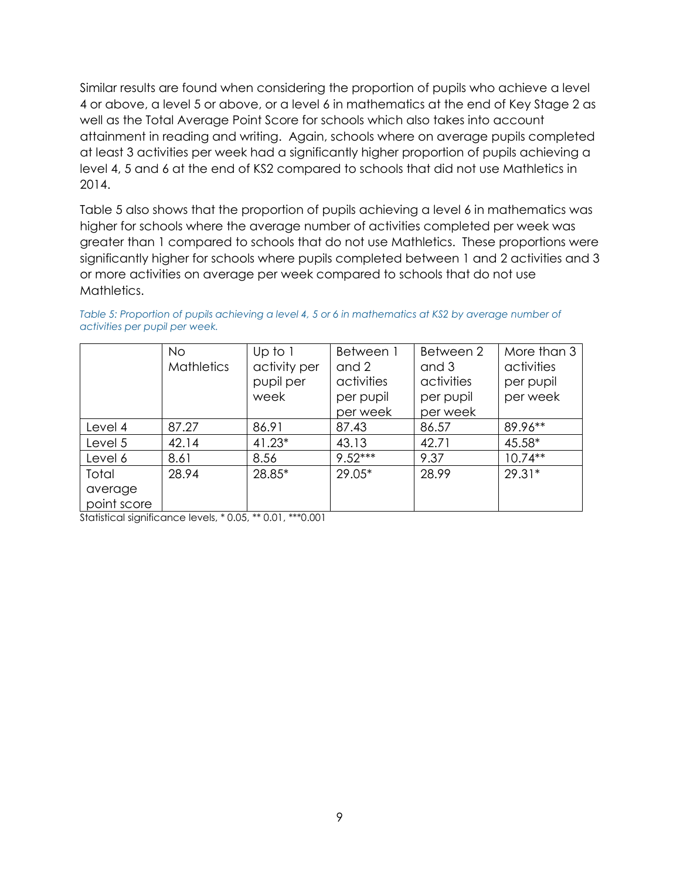Similar results are found when considering the proportion of pupils who achieve a level 4 or above, a level 5 or above, or a level 6 in mathematics at the end of Key Stage 2 as well as the Total Average Point Score for schools which also takes into account attainment in reading and writing. Again, schools where on average pupils completed at least 3 activities per week had a significantly higher proportion of pupils achieving a level 4, 5 and 6 at the end of KS2 compared to schools that did not use Mathletics in 2014.

Table 5 also shows that the proportion of pupils achieving a level 6 in mathematics was higher for schools where the average number of activities completed per week was greater than 1 compared to schools that do not use Mathletics. These proportions were significantly higher for schools where pupils completed between 1 and 2 activities and 3 or more activities on average per week compared to schools that do not use Mathletics.

*Table 5: Proportion of pupils achieving a level 4, 5 or 6 in mathematics at KS2 by average number of activities per pupil per week.*

| | No Mathletics | Up to 1 activity per pupil per week | Between 1 and 2 activities per pupil per week | Between 2 and 3 activities per pupil per week | More than 3 activities per pupil per week |
|---|---|---|---|---|---|
| Level 4 | 87.27 | 86.91 | 87.43 | 86.57 | 89.96** |
| Level 5 | 42.14 | 41.23* | 43.13 | 42.71 | 45.58* |
| Level 6 | 8.61 | 8.56 | 9.52*** | 9.37 | 10.74** |
| Total average point score | 28.94 | 28.85* | 29.05* | 28.99 | 29.31* |

Statistical significance levels, * 0.05, ** 0.01, ***0.001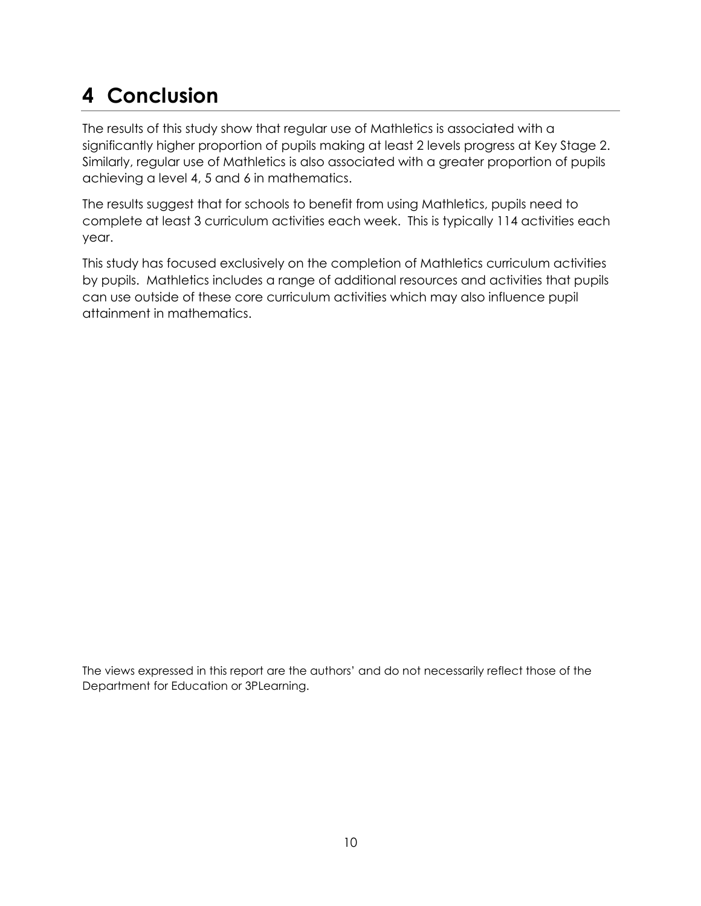# 4 Conclusion

The results of this study show that regular use of Mathletics is associated with a significantly higher proportion of pupils making at least 2 levels progress at Key Stage 2. Similarly, regular use of Mathletics is also associated with a greater proportion of pupils achieving a level 4, 5 and 6 in mathematics.

The results suggest that for schools to benefit from using Mathletics, pupils need to complete at least 3 curriculum activities each week. This is typically 114 activities each year.

This study has focused exclusively on the completion of Mathletics curriculum activities by pupils. Mathletics includes a range of additional resources and activities that pupils can use outside of these core curriculum activities which may also influence pupil attainment in mathematics.

The views expressed in this report are the authors' and do not necessarily reflect those of the Department for Education or 3PLearning.